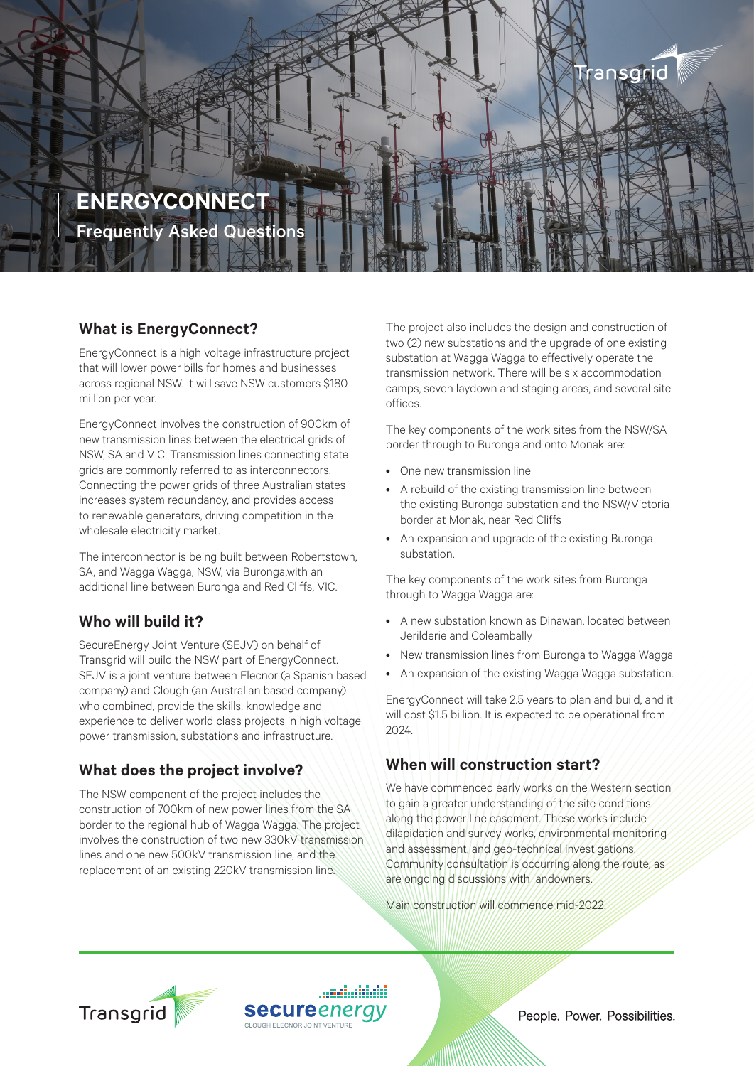# ENERGYCONNECT

## Frequently Asked Questions

### What is EnergyConnect?

EnergyConnect is a high voltage infrastructure project that will lower power bills for homes and businesses across regional NSW. It will save NSW customers $180 million per year.

EnergyConnect involves the construction of 900km of new transmission lines between the electrical grids of NSW, SA and VIC. Transmission lines connecting state grids are commonly referred to as interconnectors. Connecting the power grids of three Australian states increases system redundancy, and provides access to renewable generators, driving competition in the wholesale electricity market.

The interconnector is being built between Robertstown, SA, and Wagga Wagga, NSW, via Buronga,with an additional line between Buronga and Red Cliffs, VIC.

### Who will build it?

SecureEnergy Joint Venture (SEJV) on behalf of Transgrid will build the NSW part of EnergyConnect. SEJV is a joint venture between Elecnor (a Spanish based company) and Clough (an Australian based company) who combined, provide the skills, knowledge and experience to deliver world class projects in high voltage power transmission, substations and infrastructure.

### What does the project involve?

The NSW component of the project includes the construction of 700km of new power lines from the SA border to the regional hub of Wagga Wagga. The project involves the construction of two new 330kV transmission lines and one new 500kV transmission line, and the replacement of an existing 220kV transmission line.

The project also includes the design and construction of two (2) new substations and the upgrade of one existing substation at Wagga Wagga to effectively operate the transmission network. There will be six accommodation camps, seven laydown and staging areas, and several site offices.

The key components of the work sites from the NSW/SA border through to Buronga and onto Monak are:

- One new transmission line
- A rebuild of the existing transmission line between the existing Buronga substation and the NSW/Victoria border at Monak, near Red Cliffs
- An expansion and upgrade of the existing Buronga substation.

The key components of the work sites from Buronga through to Wagga Wagga are:

- A new substation known as Dinawan, located between Jerilderie and Coleambally
- New transmission lines from Buronga to Wagga Wagga
- An expansion of the existing Wagga Wagga substation.

EnergyConnect will take 2.5 years to plan and build, and it will cost $1.5 billion. It is expected to be operational from 2024.

### When will construction start?

We have commenced early works on the Western section to gain a greater understanding of the site conditions along the power line easement. These works include dilapidation and survey works, environmental monitoring and assessment, and geo-technical investigations. Community consultation is occurring along the route, as are ongoing discussions with landowners.

Main construction will commence mid-2022.

People. Power. Possibilities.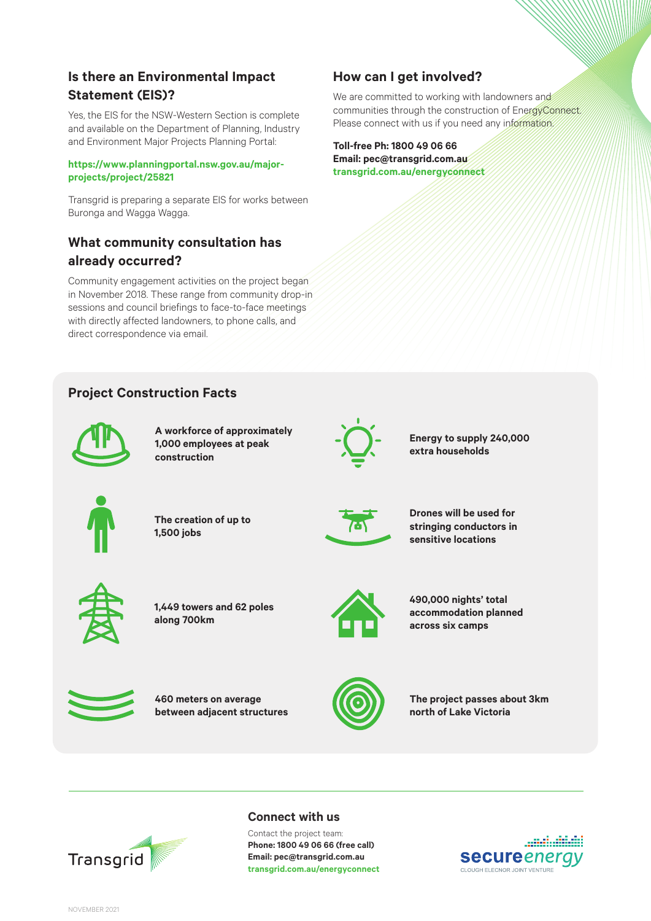## Is there an Environmental Impact Statement (EIS)?

Yes, the EIS for the NSW-Western Section is complete and available on the Department of Planning, Industry and Environment Major Projects Planning Portal:

**https://www.planningportal.nsw.gov.au/major-projects/project/25821**

Transgrid is preparing a separate EIS for works between Buronga and Wagga Wagga.

## What community consultation has already occurred?

Community engagement activities on the project began in November 2018. These range from community drop-in sessions and council briefings to face-to-face meetings with directly affected landowners, to phone calls, and direct correspondence via email.

## How can I get involved?

We are committed to working with landowners and communities through the construction of EnergyConnect. Please connect with us if you need any information.

**Toll-free Ph: 1800 49 06 66**
**Email: pec@transgrid.com.au**
**transgrid.com.au/energyconnect**

## Project Construction Facts

- **A workforce of approximately 1,000 employees at peak construction**
- **Energy to supply 240,000 extra households**
- **The creation of up to 1,500 jobs**
- **Drones will be used for stringing conductors in sensitive locations**
- **1,449 towers and 62 poles along 700km**
- **490,000 nights' total accommodation planned across six camps**
- **460 meters on average between adjacent structures**
- **The project passes about 3km north of Lake Victoria**

## Connect with us

Contact the project team:
**Phone: 1800 49 06 66 (free call)**
**Email: pec@transgrid.com.au**
**transgrid.com.au/energyconnect**

Transgrid

secureenergy
CLOUGH ELECNOR JOINT VENTURE

NOVEMBER 2021